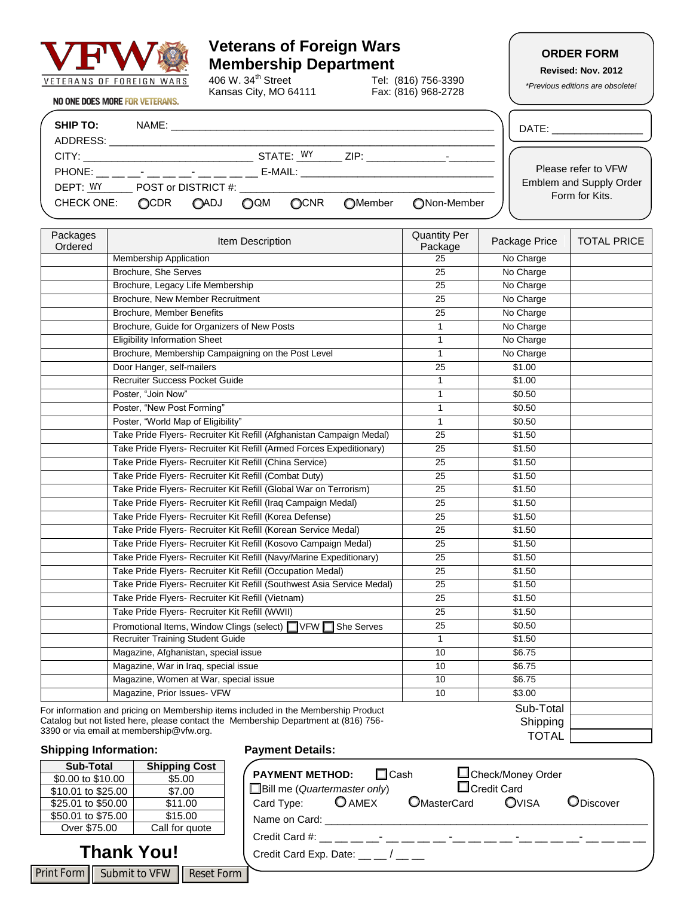VFW VETERANS OF FOREIGN WARS

NO ONE DOES MORE FOR VETERANS.

# Veterans of Foreign Wars Membership Department

406 W. 34th Street
Kansas City, MO 64111

Tel: (816) 756-3390
Fax: (816) 968-2728

**ORDER FORM**

**Revised: Nov. 2012**

*Previous editions are obsolete!*

**SHIP TO:** NAME: ______________________________

ADDRESS: ______________________________

CITY: ______________ STATE: WY ZIP: _______-_____

PHONE: ___-___-____ E-MAIL: ______________________

DEPT: WY POST or DISTRICT #: ______________

CHECK ONE: ○CDR ○ADJ ○QM ○CNR ○Member ○Non-Member

DATE: ______________

Please refer to VFW Emblem and Supply Order Form for Kits.

| Packages Ordered | Item Description | Quantity Per Package | Package Price | TOTAL PRICE |
|---|---|---|---|---|
| | Membership Application | 25 | No Charge | |
| | Brochure, She Serves | 25 | No Charge | |
| | Brochure, Legacy Life Membership | 25 | No Charge | |
| | Brochure, New Member Recruitment | 25 | No Charge | |
| | Brochure, Member Benefits | 25 | No Charge | |
| | Brochure, Guide for Organizers of New Posts | 1 | No Charge | |
| | Eligibility Information Sheet | 1 | No Charge | |
| | Brochure, Membership Campaigning on the Post Level | 1 | No Charge | |
| | Door Hanger, self-mailers | 25 | $1.00 | |
| | Recruiter Success Pocket Guide | 1 | $1.00 | |
| | Poster, "Join Now" | 1 | $0.50 | |
| | Poster, "New Post Forming" | 1 | $0.50 | |
| | Poster, "World Map of Eligibility" | 1 | $0.50 | |
| | Take Pride Flyers- Recruiter Kit Refill (Afghanistan Campaign Medal) | 25 | $1.50 | |
| | Take Pride Flyers- Recruiter Kit Refill (Armed Forces Expeditionary) | 25 | $1.50 | |
| | Take Pride Flyers- Recruiter Kit Refill (China Service) | 25 | $1.50 | |
| | Take Pride Flyers- Recruiter Kit Refill (Combat Duty) | 25 | $1.50 | |
| | Take Pride Flyers- Recruiter Kit Refill (Global War on Terrorism) | 25 | $1.50 | |
| | Take Pride Flyers- Recruiter Kit Refill (Iraq Campaign Medal) | 25 | $1.50 | |
| | Take Pride Flyers- Recruiter Kit Refill (Korea Defense) | 25 | $1.50 | |
| | Take Pride Flyers- Recruiter Kit Refill (Korean Service Medal) | 25 | $1.50 | |
| | Take Pride Flyers- Recruiter Kit Refill (Kosovo Campaign Medal) | 25 | $1.50 | |
| | Take Pride Flyers- Recruiter Kit Refill (Navy/Marine Expeditionary) | 25 | $1.50 | |
| | Take Pride Flyers- Recruiter Kit Refill (Occupation Medal) | 25 | $1.50 | |
| | Take Pride Flyers- Recruiter Kit Refill (Southwest Asia Service Medal) | 25 | $1.50 | |
| | Take Pride Flyers- Recruiter Kit Refill (Vietnam) | 25 | $1.50 | |
| | Take Pride Flyers- Recruiter Kit Refill (WWII) | 25 | $1.50 | |
| | Promotional Items, Window Clings (select) ☐VFW ☐She Serves | 25 | $0.50 | |
| | Recruiter Training Student Guide | 1 | $1.50 | |
| | Magazine, Afghanistan, special issue | 10 | $6.75 | |
| | Magazine, War in Iraq, special issue | 10 | $6.75 | |
| | Magazine, Women at War, special issue | 10 | $6.75 | |
| | Magazine, Prior Issues- VFW | 10 | $3.00 | |
| | | | Sub-Total | |
| | | | Shipping | |
| | | | TOTAL | |

For information and pricing on Membership items included in the Membership Product Catalog but not listed here, please contact the Membership Department at (816) 756-3390 or via email at membership@vfw.org.

**Shipping Information:**

| Sub-Total | Shipping Cost |
|---|---|
| $0.00 to $10.00 | $5.00 |
| $10.01 to $25.00 | $7.00 |
| $25.01 to $50.00 | $11.00 |
| $50.01 to $75.00 | $15.00 |
| Over $75.00 | Call for quote |

**Payment Details:**

**PAYMENT METHOD:** ☐Cash ☐Check/Money Order

☐Bill me (*Quartermaster only*) ☐Credit Card

Card Type: ○AMEX ○MasterCard ○VISA ○Discover

Name on Card: ______________________________

Credit Card #: ____-____-____-____-____

Credit Card Exp. Date: __ __ / __ __

# Thank You!

Print Form | Submit to VFW | Reset Form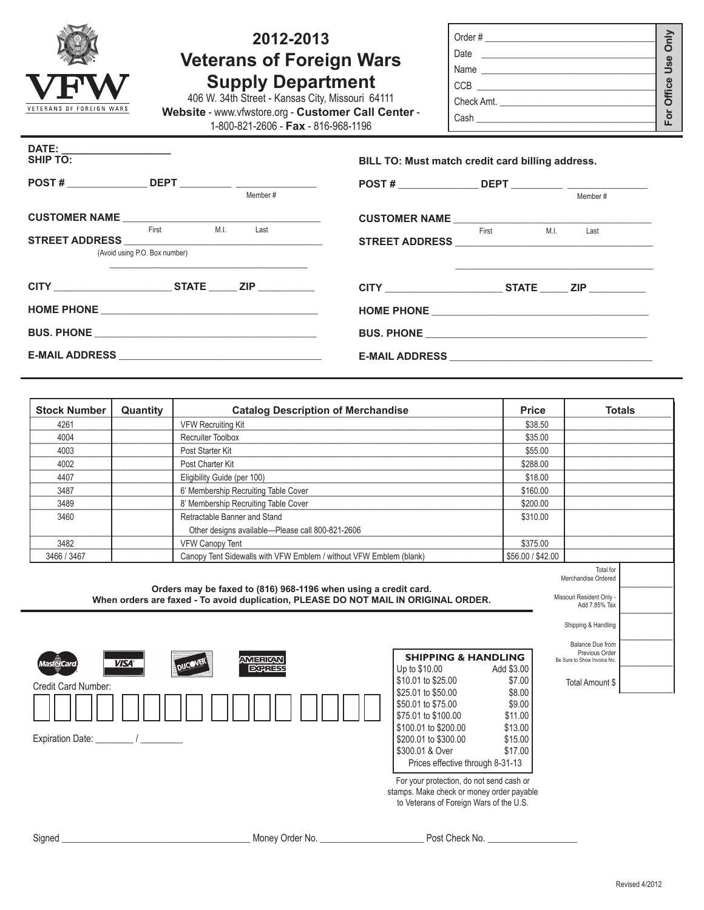# 2012-2013 Veterans of Foreign Wars Supply Department

406 W. 34th Street - Kansas City, Missouri 64111
**Website** - www.vfwstore.org - **Customer Call Center** - 1-800-821-2606 - **Fax** - 816-968-1196

| For Office Use Only |
|---|
| Order # ______ |
| Date ______ |
| Name ______ |
| CCB ______ |
| Check Amt. ______ |
| Cash ______ |

**DATE:** ______

**SHIP TO:**

**POST #** ______ **DEPT** ______ ______ (Member #)

**CUSTOMER NAME** ______ (First M.I. Last)

**STREET ADDRESS** ______ (Avoid using P.O. Box number)

**CITY** ______ **STATE** ______ **ZIP** ______

**HOME PHONE** ______

**BUS. PHONE** ______

**E-MAIL ADDRESS** ______

**BILL TO: Must match credit card billing address.**

**POST #** ______ **DEPT** ______ ______ (Member #)

**CUSTOMER NAME** ______ (First M.I. Last)

**STREET ADDRESS** ______

**CITY** ______ **STATE** ______ **ZIP** ______

**HOME PHONE** ______

**BUS. PHONE** ______

**E-MAIL ADDRESS** ______

| Stock Number | Quantity | Catalog Description of Merchandise | Price | Totals |
|---|---|---|---|---|
| 4261 | | VFW Recruiting Kit | $38.50 | |
| 4004 | | Recruiter Toolbox | $35.00 | |
| 4003 | | Post Starter Kit | $55.00 | |
| 4002 | | Post Charter Kit | $288.00 | |
| 4407 | | Eligibility Guide (per 100) | $18.00 | |
| 3487 | | 6' Membership Recruiting Table Cover | $160.00 | |
| 3489 | | 8' Membership Recruiting Table Cover | $200.00 | |
| 3460 | | Retractable Banner and Stand<br>Other designs available—Please call 800-821-2606 | $310.00 | |
| 3482 | | VFW Canopy Tent | $375.00 | |
| 3466 / 3467 | | Canopy Tent Sidewalls with VFW Emblem / without VFW Emblem (blank) | $56.00 / $42.00 | |

| | |
|---|---|
| Total for Merchandise Ordered | |
| Missouri Resident Only - Add 7.85% Tax | |
| Shipping & Handling | |
| Balance Due from Previous Order Be Sure to Show Invoice No. | |
| Total Amount $ | |

**Orders may be faxed to (816) 968-1196 when using a credit card.**
**When orders are faxed - To avoid duplication, PLEASE DO NOT MAIL IN ORIGINAL ORDER.**

MasterCard VISA DISCOVER AMERICAN EXPRESS

Credit Card Number: ____ ____ ____ ____

Expiration Date: ______ / ______

| SHIPPING & HANDLING | |
|---|---|
| Up to $10.00 | Add $3.00 |
| $10.01 to $25.00 | $7.00 |
| $25.01 to $50.00 | $8.00 |
| $50.01 to $75.00 | $9.00 |
| $75.01 to $100.00 | $11.00 |
| $100.01 to $200.00 | $13.00 |
| $200.01 to $300.00 | $15.00 |
| $300.01 & Over | $17.00 |

Prices effective through 8-31-13

For your protection, do not send cash or stamps. Make check or money order payable to Veterans of Foreign Wars of the U.S.

Signed ______ Money Order No. ______ Post Check No. ______

Revised 4/2012